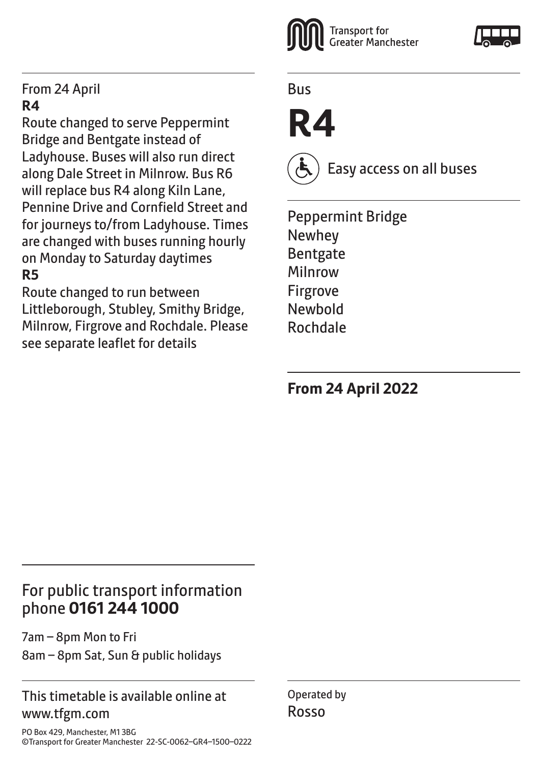Transport for Greater Manchester

# Bus

# R4

Easy access on all buses

Peppermint Bridge
Newhey
Bentgate
Milnrow
Firgrove
Newbold
Rochdale

**From 24 April 2022**

From 24 April

**R4**

Route changed to serve Peppermint Bridge and Bentgate instead of Ladyhouse. Buses will also run direct along Dale Street in Milnrow. Bus R6 will replace bus R4 along Kiln Lane, Pennine Drive and Cornfield Street and for journeys to/from Ladyhouse. Times are changed with buses running hourly on Monday to Saturday daytimes

**R5**

Route changed to run between Littleborough, Stubley, Smithy Bridge, Milnrow, Firgrove and Rochdale. Please see separate leaflet for details

For public transport information phone **0161 244 1000**

7am – 8pm Mon to Fri
8am – 8pm Sat, Sun & public holidays

This timetable is available online at www.tfgm.com

PO Box 429, Manchester, M1 3BG
©Transport for Greater Manchester 22-SC-0062–GR4–1500–0222

Operated by
Rosso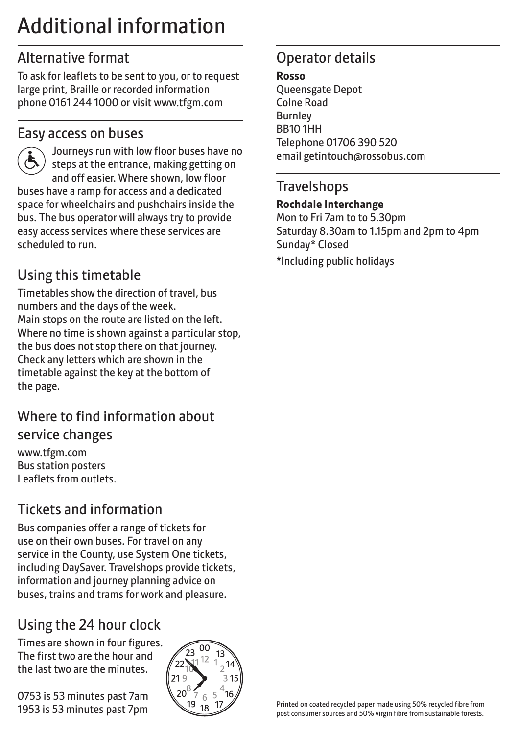# Additional information

## Alternative format

To ask for leaflets to be sent to you, or to request large print, Braille or recorded information phone 0161 244 1000 or visit www.tfgm.com

## Easy access on buses

Journeys run with low floor buses have no steps at the entrance, making getting on and off easier. Where shown, low floor buses have a ramp for access and a dedicated space for wheelchairs and pushchairs inside the bus. The bus operator will always try to provide easy access services where these services are scheduled to run.

## Using this timetable

Timetables show the direction of travel, bus numbers and the days of the week.
Main stops on the route are listed on the left. Where no time is shown against a particular stop, the bus does not stop there on that journey. Check any letters which are shown in the timetable against the key at the bottom of the page.

## Where to find information about service changes

www.tfgm.com
Bus station posters
Leaflets from outlets.

## Tickets and information

Bus companies offer a range of tickets for use on their own buses. For travel on any service in the County, use System One tickets, including DaySaver. Travelshops provide tickets, information and journey planning advice on buses, trains and trams for work and pleasure.

## Using the 24 hour clock

Times are shown in four figures. The first two are the hour and the last two are the minutes.

0753 is 53 minutes past 7am
1953 is 53 minutes past 7pm

## Operator details

**Rosso**
Queensgate Depot
Colne Road
Burnley
BB10 1HH
Telephone 01706 390 520
email getintouch@rossobus.com

## Travelshops

**Rochdale Interchange**
Mon to Fri 7am to to 5.30pm
Saturday 8.30am to 1.15pm and 2pm to 4pm
Sunday* Closed

*Including public holidays

Printed on coated recycled paper made using 50% recycled fibre from post consumer sources and 50% virgin fibre from sustainable forests.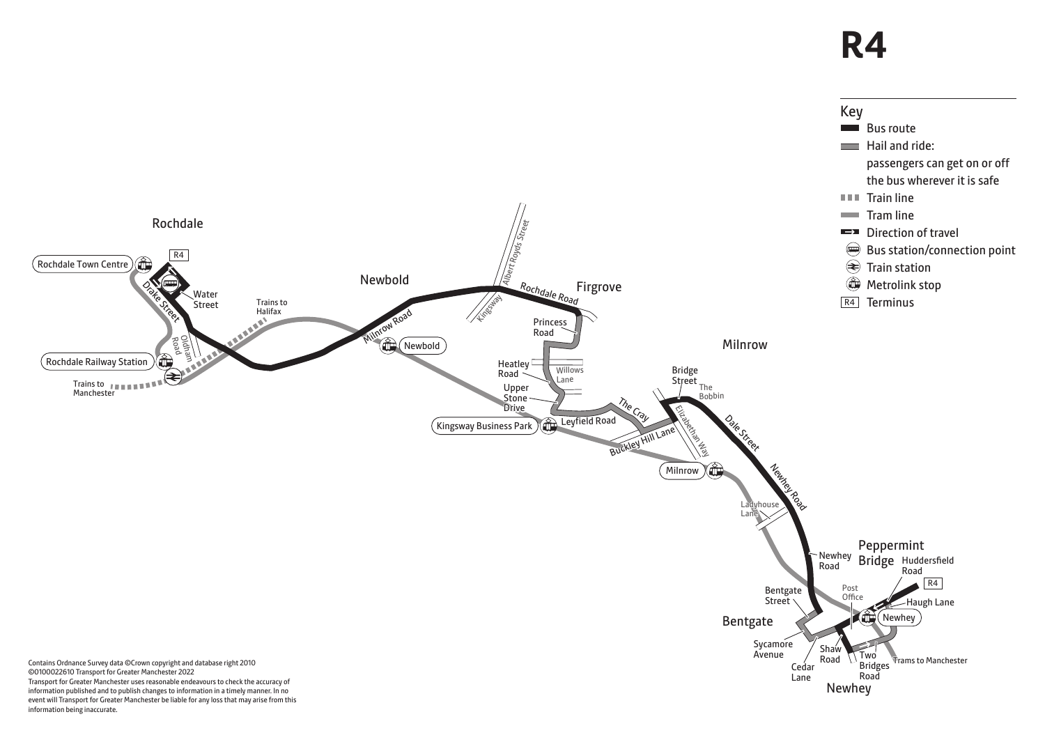# R4

## Key

- Bus route
- Hail and ride: passengers can get on or off the bus wherever it is safe
- Train line
- Tram line
- Direction of travel
- Bus station/connection point
- Train station
- Metrolink stop
- R4 Terminus

Rochdale

Rochdale Town Centre

R4

Water Street

Drake Street

Oldham Road

Rochdale Railway Station

Trains to Manchester

Trains to Halifax

Newbold

Milnrow Road

Newbold

Kingsway

Albert Royds Street

Rochdale Road

Firgrove

Princess Road

Heatley Road

Willows Lane

Upper Stone Drive

Kingsway Business Park

Leyfield Road

The Cray

Buckley Hill Lane

Milnrow

Bridge Street

The Bobbin

Elizabethan Way

Dale Street

Milnrow

Newhey Road

Ladyhouse Lane

Newhey Road

Peppermint Bridge

Huddersfield Road

R4

Post Office

Haugh Lane

Newhey

Bentgate Street

Bentgate

Sycamore Avenue

Cedar Lane

Shaw Road

Two Bridges Road

Trams to Manchester

Newhey

Contains Ordnance Survey data ©Crown copyright and database right 2010
©0100022610 Transport for Greater Manchester 2022
Transport for Greater Manchester uses reasonable endeavours to check the accuracy of information published and to publish changes to information in a timely manner. In no event will Transport for Greater Manchester be liable for any loss that may arise from this information being inaccurate.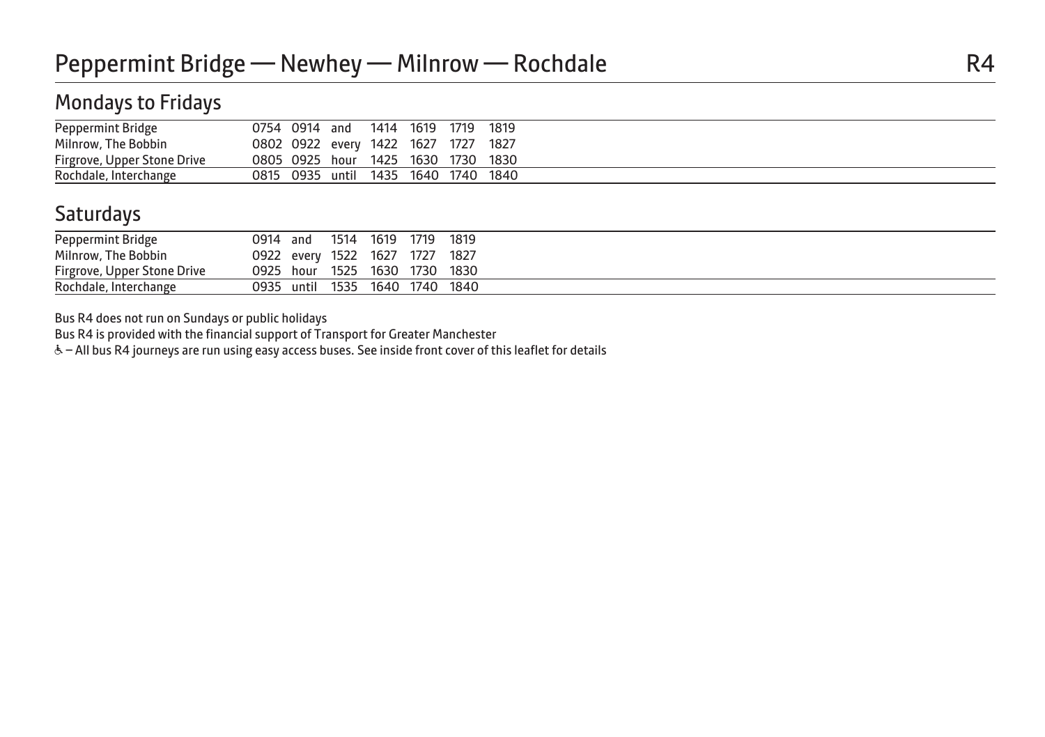# Peppermint Bridge — Newhey — Milnrow — Rochdale R4

## Mondays to Fridays

| | | | | | | | |
|---|---|---|---|---|---|---|---|
| Peppermint Bridge | 0754 | 0914 | and | 1414 | 1619 | 1719 | 1819 |
| Milnrow, The Bobbin | 0802 | 0922 | every | 1422 | 1627 | 1727 | 1827 |
| Firgrove, Upper Stone Drive | 0805 | 0925 | hour | 1425 | 1630 | 1730 | 1830 |
| Rochdale, Interchange | 0815 | 0935 | until | 1435 | 1640 | 1740 | 1840 |

## Saturdays

| | | | | | | |
|---|---|---|---|---|---|---|
| Peppermint Bridge | 0914 | and | 1514 | 1619 | 1719 | 1819 |
| Milnrow, The Bobbin | 0922 | every | 1522 | 1627 | 1727 | 1827 |
| Firgrove, Upper Stone Drive | 0925 | hour | 1525 | 1630 | 1730 | 1830 |
| Rochdale, Interchange | 0935 | until | 1535 | 1640 | 1740 | 1840 |

Bus R4 does not run on Sundays or public holidays

Bus R4 is provided with the financial support of Transport for Greater Manchester

♿ – All bus R4 journeys are run using easy access buses. See inside front cover of this leaflet for details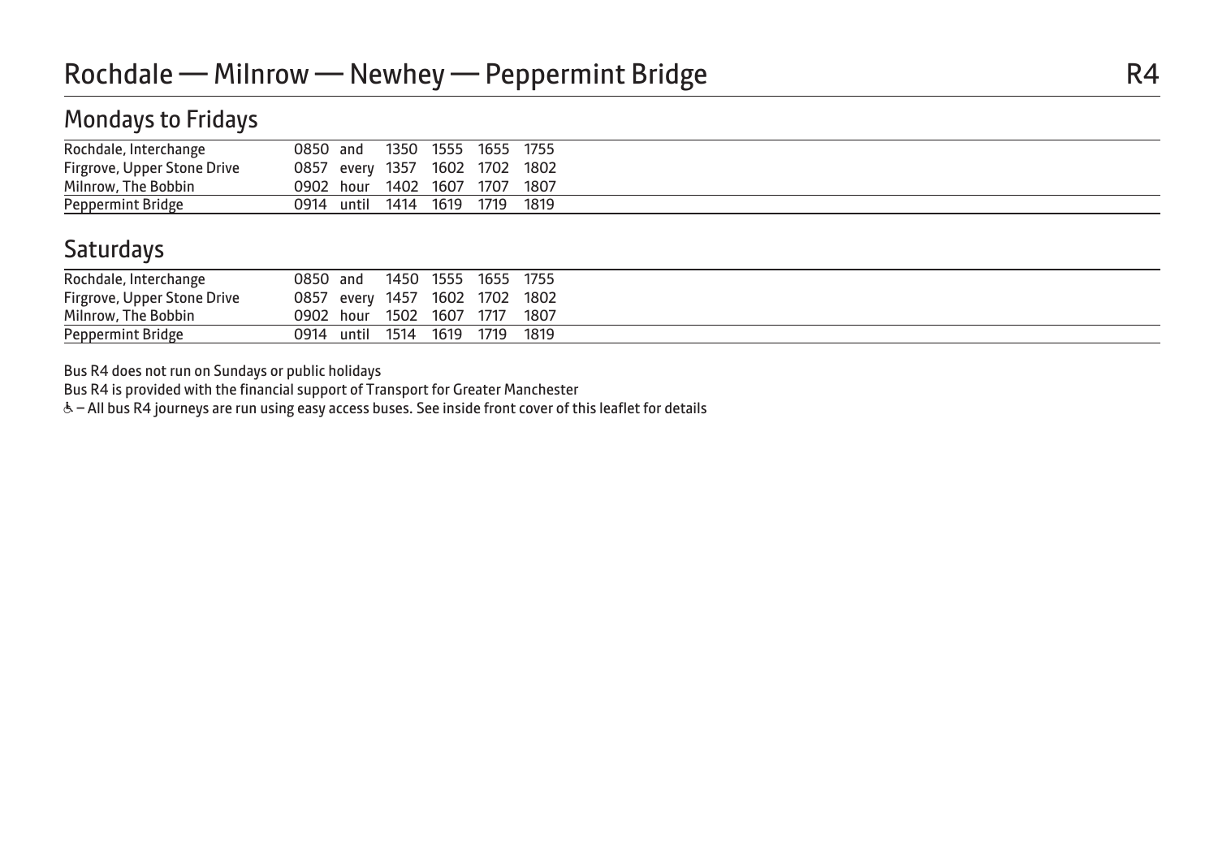# Rochdale — Milnrow — Newhey — Peppermint Bridge

R4

## Mondays to Fridays

| | | | | | | |
|---|---|---|---|---|---|---|
| Rochdale, Interchange | 0850 | and | 1350 | 1555 | 1655 | 1755 |
| Firgrove, Upper Stone Drive | 0857 | every | 1357 | 1602 | 1702 | 1802 |
| Milnrow, The Bobbin | 0902 | hour | 1402 | 1607 | 1707 | 1807 |
| Peppermint Bridge | 0914 | until | 1414 | 1619 | 1719 | 1819 |

## Saturdays

| | | | | | | |
|---|---|---|---|---|---|---|
| Rochdale, Interchange | 0850 | and | 1450 | 1555 | 1655 | 1755 |
| Firgrove, Upper Stone Drive | 0857 | every | 1457 | 1602 | 1702 | 1802 |
| Milnrow, The Bobbin | 0902 | hour | 1502 | 1607 | 1717 | 1807 |
| Peppermint Bridge | 0914 | until | 1514 | 1619 | 1719 | 1819 |

Bus R4 does not run on Sundays or public holidays

Bus R4 is provided with the financial support of Transport for Greater Manchester

♿ – All bus R4 journeys are run using easy access buses. See inside front cover of this leaflet for details